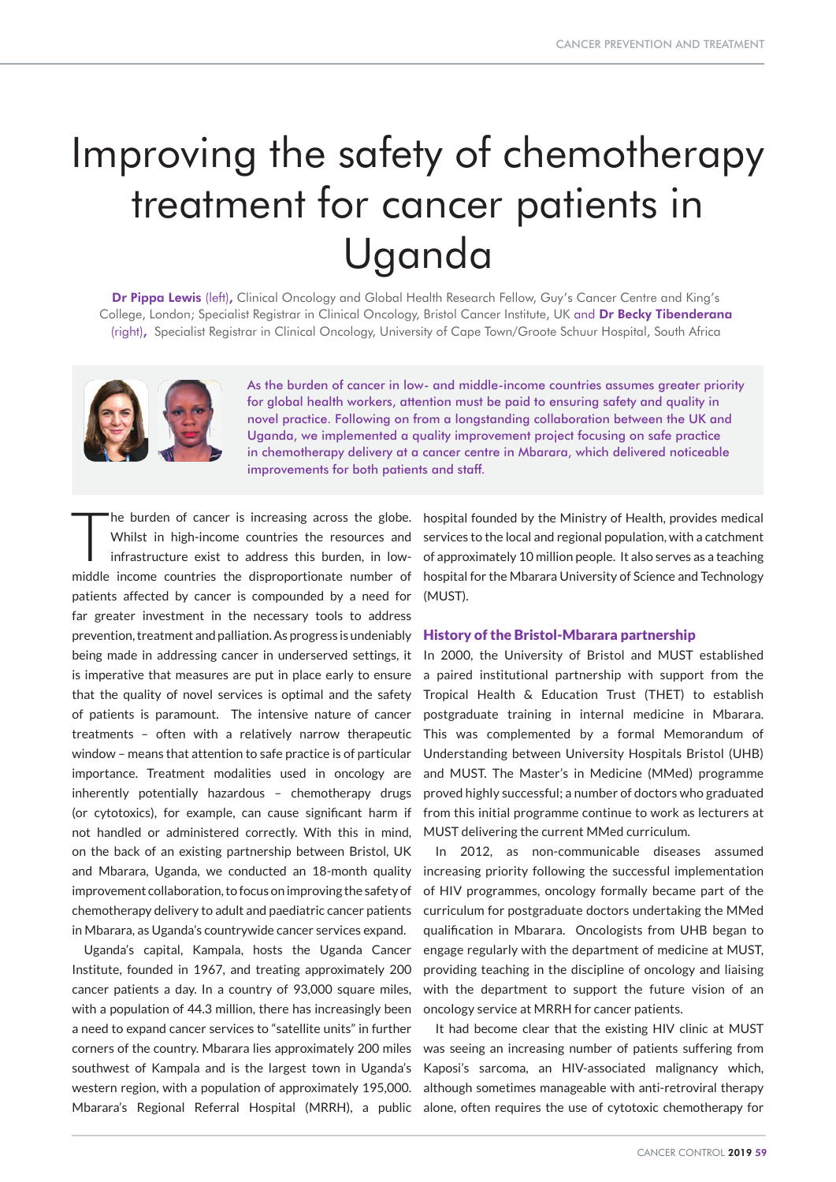# Improving the safety of chemotherapy treatment for cancer patients in Uganda

**Dr Pippa Lewis** (left), Clinical Oncology and Global Health Research Fellow, Guy's Cancer Centre and King's College, London; Specialist Registrar in Clinical Oncology, Bristol Cancer Institute, UK and **Dr Becky Tibenderana** (right), Specialist Registrar in Clinical Oncology, University of Cape Town/Groote Schuur Hospital, South Africa

As the burden of cancer in low- and middle-income countries assumes greater priority for global health workers, attention must be paid to ensuring safety and quality in novel practice. Following on from a longstanding collaboration between the UK and Uganda, we implemented a quality improvement project focusing on safe practice in chemotherapy delivery at a cancer centre in Mbarara, which delivered noticeable improvements for both patients and staff.

The burden of cancer is increasing across the globe. Whilst in high-income countries the resources and infrastructure exist to address this burden, in low-middle income countries the disproportionate number of patients affected by cancer is compounded by a need for far greater investment in the necessary tools to address prevention, treatment and palliation. As progress is undeniably being made in addressing cancer in underserved settings, it is imperative that measures are put in place early to ensure that the quality of novel services is optimal and the safety of patients is paramount. The intensive nature of cancer treatments – often with a relatively narrow therapeutic window – means that attention to safe practice is of particular importance. Treatment modalities used in oncology are inherently potentially hazardous – chemotherapy drugs (or cytotoxics), for example, can cause significant harm if not handled or administered correctly. With this in mind, on the back of an existing partnership between Bristol, UK and Mbarara, Uganda, we conducted an 18-month quality improvement collaboration, to focus on improving the safety of chemotherapy delivery to adult and paediatric cancer patients in Mbarara, as Uganda's countrywide cancer services expand.

Uganda's capital, Kampala, hosts the Uganda Cancer Institute, founded in 1967, and treating approximately 200 cancer patients a day. In a country of 93,000 square miles, with a population of 44.3 million, there has increasingly been a need to expand cancer services to "satellite units" in further corners of the country. Mbarara lies approximately 200 miles southwest of Kampala and is the largest town in Uganda's western region, with a population of approximately 195,000. Mbarara's Regional Referral Hospital (MRRH), a public hospital founded by the Ministry of Health, provides medical services to the local and regional population, with a catchment of approximately 10 million people. It also serves as a teaching hospital for the Mbarara University of Science and Technology (MUST).

## History of the Bristol-Mbarara partnership

In 2000, the University of Bristol and MUST established a paired institutional partnership with support from the Tropical Health & Education Trust (THET) to establish postgraduate training in internal medicine in Mbarara. This was complemented by a formal Memorandum of Understanding between University Hospitals Bristol (UHB) and MUST. The Master's in Medicine (MMed) programme proved highly successful; a number of doctors who graduated from this initial programme continue to work as lecturers at MUST delivering the current MMed curriculum.

In 2012, as non-communicable diseases assumed increasing priority following the successful implementation of HIV programmes, oncology formally became part of the curriculum for postgraduate doctors undertaking the MMed qualification in Mbarara. Oncologists from UHB began to engage regularly with the department of medicine at MUST, providing teaching in the discipline of oncology and liaising with the department to support the future vision of an oncology service at MRRH for cancer patients.

It had become clear that the existing HIV clinic at MUST was seeing an increasing number of patients suffering from Kaposi's sarcoma, an HIV-associated malignancy which, although sometimes manageable with anti-retroviral therapy alone, often requires the use of cytotoxic chemotherapy for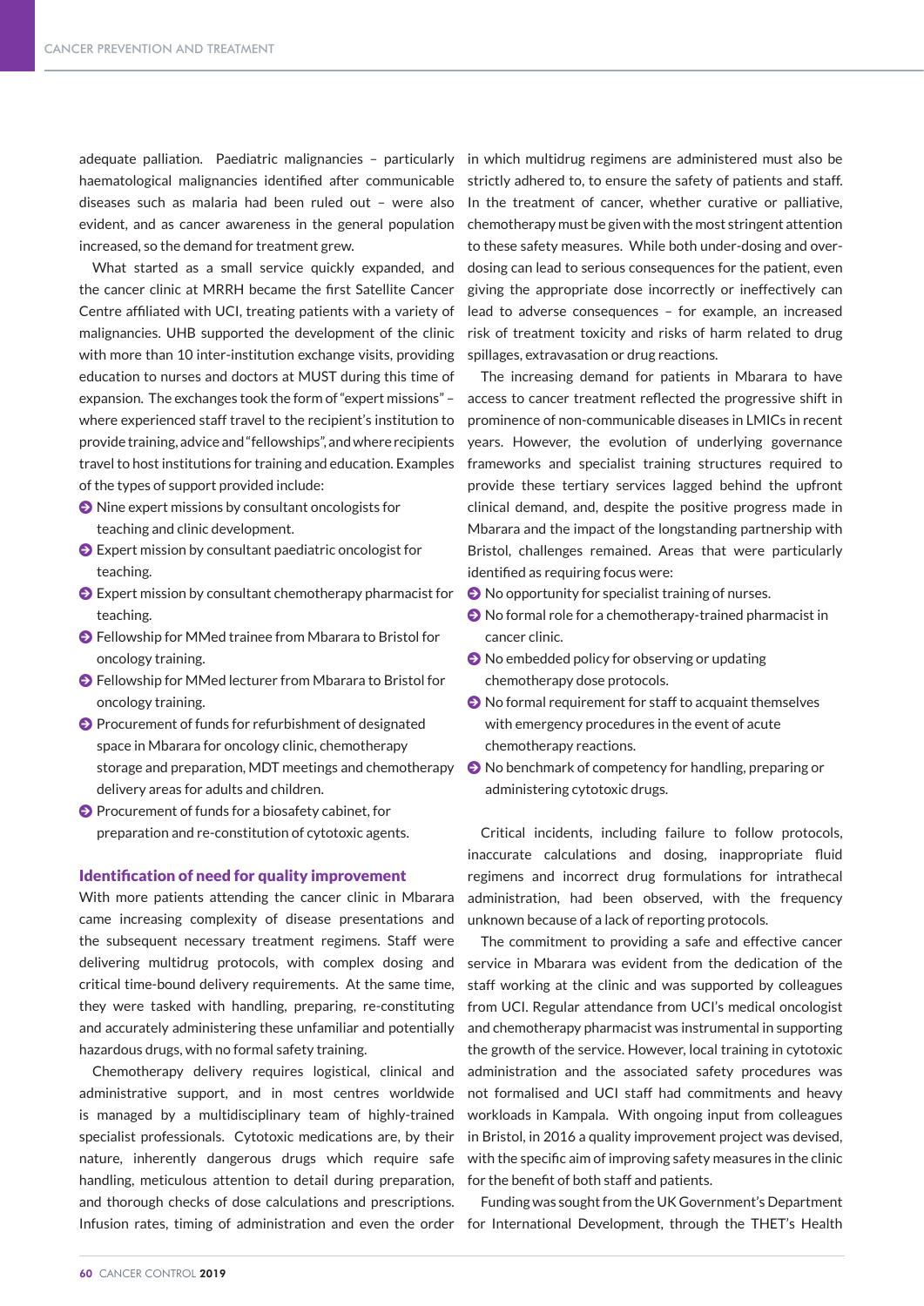adequate palliation. Paediatric malignancies – particularly haematological malignancies identified after communicable diseases such as malaria had been ruled out – were also evident, and as cancer awareness in the general population increased, so the demand for treatment grew.

What started as a small service quickly expanded, and the cancer clinic at MRRH became the first Satellite Cancer Centre affiliated with UCI, treating patients with a variety of malignancies. UHB supported the development of the clinic with more than 10 inter-institution exchange visits, providing education to nurses and doctors at MUST during this time of expansion. The exchanges took the form of "expert missions" – where experienced staff travel to the recipient's institution to provide training, advice and "fellowships", and where recipients travel to host institutions for training and education. Examples of the types of support provided include:

- Nine expert missions by consultant oncologists for teaching and clinic development.
- Expert mission by consultant paediatric oncologist for teaching.
- Expert mission by consultant chemotherapy pharmacist for teaching.
- Fellowship for MMed trainee from Mbarara to Bristol for oncology training.
- Fellowship for MMed lecturer from Mbarara to Bristol for oncology training.
- Procurement of funds for refurbishment of designated space in Mbarara for oncology clinic, chemotherapy storage and preparation, MDT meetings and chemotherapy delivery areas for adults and children.
- Procurement of funds for a biosafety cabinet, for preparation and re-constitution of cytotoxic agents.

## Identification of need for quality improvement

With more patients attending the cancer clinic in Mbarara came increasing complexity of disease presentations and the subsequent necessary treatment regimens. Staff were delivering multidrug protocols, with complex dosing and critical time-bound delivery requirements. At the same time, they were tasked with handling, preparing, re-constituting and accurately administering these unfamiliar and potentially hazardous drugs, with no formal safety training.

Chemotherapy delivery requires logistical, clinical and administrative support, and in most centres worldwide is managed by a multidisciplinary team of highly-trained specialist professionals. Cytotoxic medications are, by their nature, inherently dangerous drugs which require safe handling, meticulous attention to detail during preparation, and thorough checks of dose calculations and prescriptions. Infusion rates, timing of administration and even the order in which multidrug regimens are administered must also be strictly adhered to, to ensure the safety of patients and staff. In the treatment of cancer, whether curative or palliative, chemotherapy must be given with the most stringent attention to these safety measures. While both under-dosing and over-dosing can lead to serious consequences for the patient, even giving the appropriate dose incorrectly or ineffectively can lead to adverse consequences – for example, an increased risk of treatment toxicity and risks of harm related to drug spillages, extravasation or drug reactions.

The increasing demand for patients in Mbarara to have access to cancer treatment reflected the progressive shift in prominence of non-communicable diseases in LMICs in recent years. However, the evolution of underlying governance frameworks and specialist training structures required to provide these tertiary services lagged behind the upfront clinical demand, and, despite the positive progress made in Mbarara and the impact of the longstanding partnership with Bristol, challenges remained. Areas that were particularly identified as requiring focus were:

- No opportunity for specialist training of nurses.
- No formal role for a chemotherapy-trained pharmacist in cancer clinic.
- No embedded policy for observing or updating chemotherapy dose protocols.
- No formal requirement for staff to acquaint themselves with emergency procedures in the event of acute chemotherapy reactions.
- No benchmark of competency for handling, preparing or administering cytotoxic drugs.

Critical incidents, including failure to follow protocols, inaccurate calculations and dosing, inappropriate fluid regimens and incorrect drug formulations for intrathecal administration, had been observed, with the frequency unknown because of a lack of reporting protocols.

The commitment to providing a safe and effective cancer service in Mbarara was evident from the dedication of the staff working at the clinic and was supported by colleagues from UCI. Regular attendance from UCI's medical oncologist and chemotherapy pharmacist was instrumental in supporting the growth of the service. However, local training in cytotoxic administration and the associated safety procedures was not formalised and UCI staff had commitments and heavy workloads in Kampala. With ongoing input from colleagues in Bristol, in 2016 a quality improvement project was devised, with the specific aim of improving safety measures in the clinic for the benefit of both staff and patients.

Funding was sought from the UK Government's Department for International Development, through the THET's Health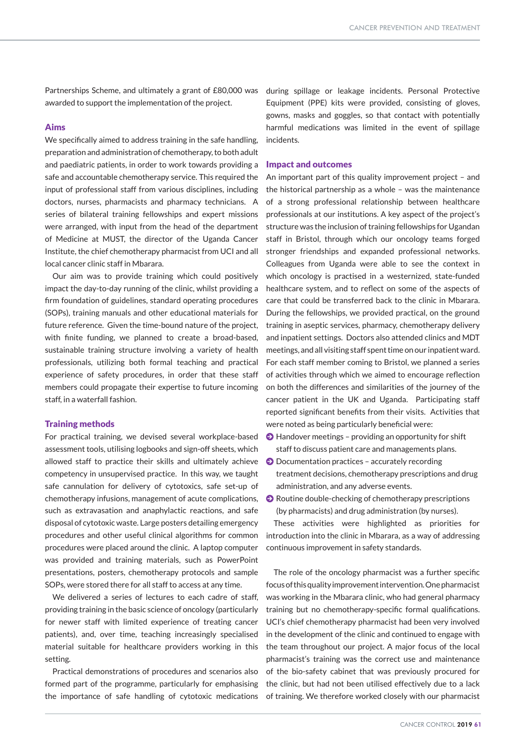Partnerships Scheme, and ultimately a grant of £80,000 was awarded to support the implementation of the project.

## Aims

We specifically aimed to address training in the safe handling, preparation and administration of chemotherapy, to both adult and paediatric patients, in order to work towards providing a safe and accountable chemotherapy service. This required the input of professional staff from various disciplines, including doctors, nurses, pharmacists and pharmacy technicians. A series of bilateral training fellowships and expert missions were arranged, with input from the head of the department of Medicine at MUST, the director of the Uganda Cancer Institute, the chief chemotherapy pharmacist from UCI and all local cancer clinic staff in Mbarara.

Our aim was to provide training which could positively impact the day-to-day running of the clinic, whilst providing a firm foundation of guidelines, standard operating procedures (SOPs), training manuals and other educational materials for future reference. Given the time-bound nature of the project, with finite funding, we planned to create a broad-based, sustainable training structure involving a variety of health professionals, utilizing both formal teaching and practical experience of safety procedures, in order that these staff members could propagate their expertise to future incoming staff, in a waterfall fashion.

## Training methods

For practical training, we devised several workplace-based assessment tools, utilising logbooks and sign-off sheets, which allowed staff to practice their skills and ultimately achieve competency in unsupervised practice. In this way, we taught safe cannulation for delivery of cytotoxics, safe set-up of chemotherapy infusions, management of acute complications, such as extravasation and anaphylactic reactions, and safe disposal of cytotoxic waste. Large posters detailing emergency procedures and other useful clinical algorithms for common procedures were placed around the clinic. A laptop computer was provided and training materials, such as PowerPoint presentations, posters, chemotherapy protocols and sample SOPs, were stored there for all staff to access at any time.

We delivered a series of lectures to each cadre of staff, providing training in the basic science of oncology (particularly for newer staff with limited experience of treating cancer patients), and, over time, teaching increasingly specialised material suitable for healthcare providers working in this setting.

Practical demonstrations of procedures and scenarios also formed part of the programme, particularly for emphasising the importance of safe handling of cytotoxic medications during spillage or leakage incidents. Personal Protective Equipment (PPE) kits were provided, consisting of gloves, gowns, masks and goggles, so that contact with potentially harmful medications was limited in the event of spillage incidents.

## Impact and outcomes

An important part of this quality improvement project – and the historical partnership as a whole – was the maintenance of a strong professional relationship between healthcare professionals at our institutions. A key aspect of the project's structure was the inclusion of training fellowships for Ugandan staff in Bristol, through which our oncology teams forged stronger friendships and expanded professional networks. Colleagues from Uganda were able to see the context in which oncology is practised in a westernized, state-funded healthcare system, and to reflect on some of the aspects of care that could be transferred back to the clinic in Mbarara. During the fellowships, we provided practical, on the ground training in aseptic services, pharmacy, chemotherapy delivery and inpatient settings. Doctors also attended clinics and MDT meetings, and all visiting staff spent time on our inpatient ward. For each staff member coming to Bristol, we planned a series of activities through which we aimed to encourage reflection on both the differences and similarities of the journey of the cancer patient in the UK and Uganda. Participating staff reported significant benefits from their visits. Activities that were noted as being particularly beneficial were:

- Handover meetings – providing an opportunity for shift staff to discuss patient care and managements plans.
- Documentation practices – accurately recording treatment decisions, chemotherapy prescriptions and drug administration, and any adverse events.
- Routine double-checking of chemotherapy prescriptions (by pharmacists) and drug administration (by nurses).

These activities were highlighted as priorities for introduction into the clinic in Mbarara, as a way of addressing continuous improvement in safety standards.

The role of the oncology pharmacist was a further specific focus of this quality improvement intervention. One pharmacist was working in the Mbarara clinic, who had general pharmacy training but no chemotherapy-specific formal qualifications. UCI's chief chemotherapy pharmacist had been very involved in the development of the clinic and continued to engage with the team throughout our project. A major focus of the local pharmacist's training was the correct use and maintenance of the bio-safety cabinet that was previously procured for the clinic, but had not been utilised effectively due to a lack of training. We therefore worked closely with our pharmacist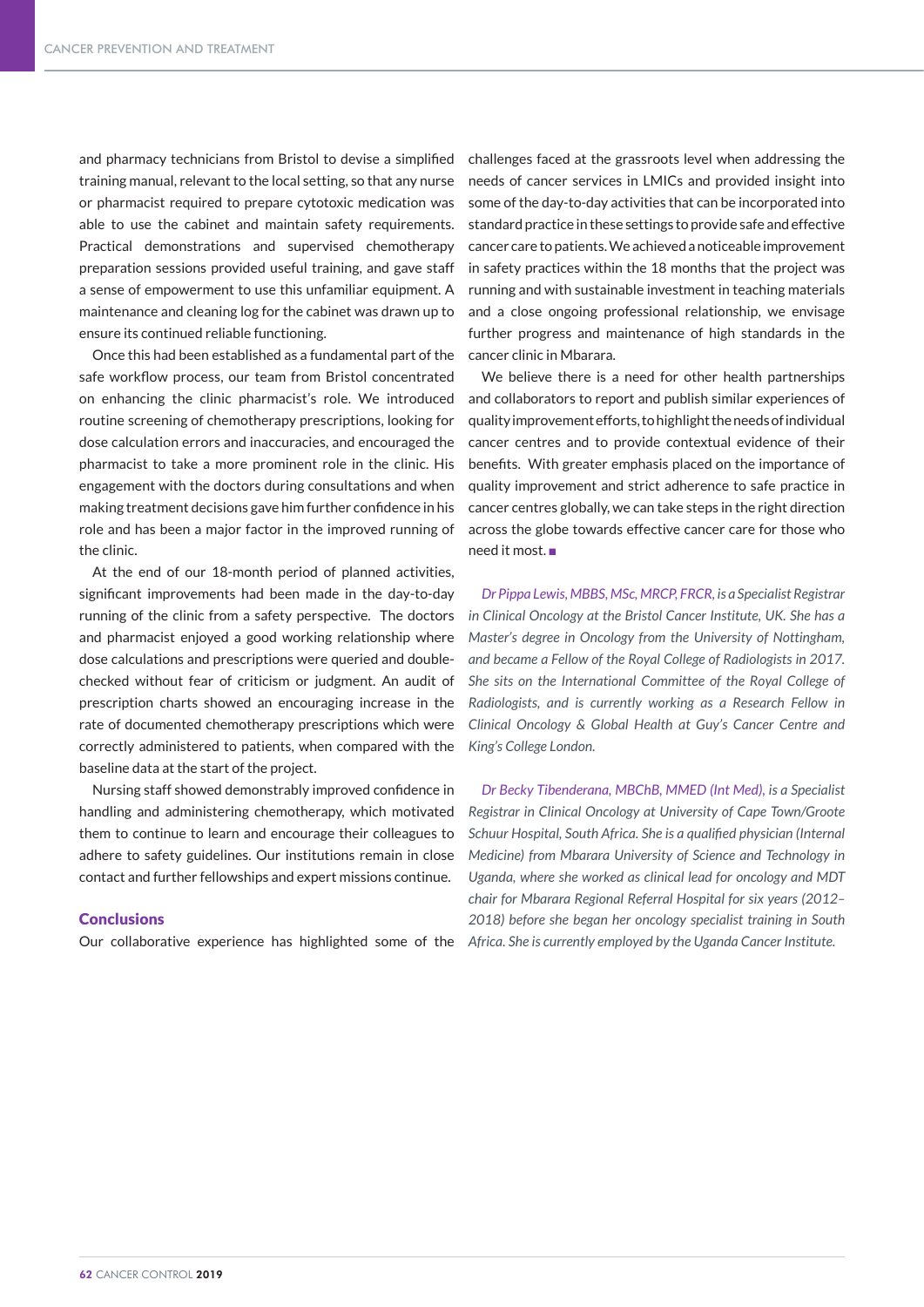and pharmacy technicians from Bristol to devise a simplified training manual, relevant to the local setting, so that any nurse or pharmacist required to prepare cytotoxic medication was able to use the cabinet and maintain safety requirements. Practical demonstrations and supervised chemotherapy preparation sessions provided useful training, and gave staff a sense of empowerment to use this unfamiliar equipment. A maintenance and cleaning log for the cabinet was drawn up to ensure its continued reliable functioning.

Once this had been established as a fundamental part of the safe workflow process, our team from Bristol concentrated on enhancing the clinic pharmacist's role. We introduced routine screening of chemotherapy prescriptions, looking for dose calculation errors and inaccuracies, and encouraged the pharmacist to take a more prominent role in the clinic. His engagement with the doctors during consultations and when making treatment decisions gave him further confidence in his role and has been a major factor in the improved running of the clinic.

At the end of our 18-month period of planned activities, significant improvements had been made in the day-to-day running of the clinic from a safety perspective. The doctors and pharmacist enjoyed a good working relationship where dose calculations and prescriptions were queried and double-checked without fear of criticism or judgment. An audit of prescription charts showed an encouraging increase in the rate of documented chemotherapy prescriptions which were correctly administered to patients, when compared with the baseline data at the start of the project.

Nursing staff showed demonstrably improved confidence in handling and administering chemotherapy, which motivated them to continue to learn and encourage their colleagues to adhere to safety guidelines. Our institutions remain in close contact and further fellowships and expert missions continue.

## Conclusions

Our collaborative experience has highlighted some of the challenges faced at the grassroots level when addressing the needs of cancer services in LMICs and provided insight into some of the day-to-day activities that can be incorporated into standard practice in these settings to provide safe and effective cancer care to patients. We achieved a noticeable improvement in safety practices within the 18 months that the project was running and with sustainable investment in teaching materials and a close ongoing professional relationship, we envisage further progress and maintenance of high standards in the cancer clinic in Mbarara.

We believe there is a need for other health partnerships and collaborators to report and publish similar experiences of quality improvement efforts, to highlight the needs of individual cancer centres and to provide contextual evidence of their benefits. With greater emphasis placed on the importance of quality improvement and strict adherence to safe practice in cancer centres globally, we can take steps in the right direction across the globe towards effective cancer care for those who need it most. ■

*Dr Pippa Lewis, MBBS, MSc, MRCP, FRCR, is a Specialist Registrar in Clinical Oncology at the Bristol Cancer Institute, UK. She has a Master's degree in Oncology from the University of Nottingham, and became a Fellow of the Royal College of Radiologists in 2017. She sits on the International Committee of the Royal College of Radiologists, and is currently working as a Research Fellow in Clinical Oncology & Global Health at Guy's Cancer Centre and King's College London.*

*Dr Becky Tibenderana, MBChB, MMED (Int Med), is a Specialist Registrar in Clinical Oncology at University of Cape Town/Groote Schuur Hospital, South Africa. She is a qualified physician (Internal Medicine) from Mbarara University of Science and Technology in Uganda, where she worked as clinical lead for oncology and MDT chair for Mbarara Regional Referral Hospital for six years (2012–2018) before she began her oncology specialist training in South Africa. She is currently employed by the Uganda Cancer Institute.*